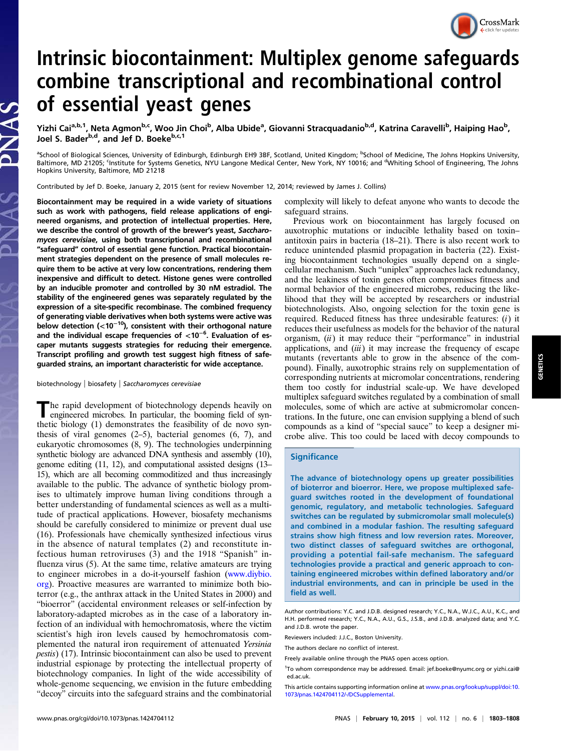# Intrinsic biocontainment: Multiplex genome safeguards combine transcriptional and recombinational control of essential yeast genes

Yizhi Cai[a,b,1], Neta Agmon[b,c], Woo Jin Choi[b], Alba Ubide[a], Giovanni Stracquadanio[b,d], Katrina Caravelli[b], Haiping Hao[b], Joel S. Bader[b,d], and Jef D. Boeke[b,c,1]

[a]School of Biological Sciences, University of Edinburgh, Edinburgh EH9 3BF, Scotland, United Kingdom; [b]School of Medicine, The Johns Hopkins University, Baltimore, MD 21205; [c]Institute for Systems Genetics, NYU Langone Medical Center, New York, NY 10016; and [d]Whiting School of Engineering, The Johns Hopkins University, Baltimore, MD 21218

Contributed by Jef D. Boeke, January 2, 2015 (sent for review November 12, 2014; reviewed by James J. Collins)

**Biocontainment may be required in a wide variety of situations such as work with pathogens, field release applications of engineered organisms, and protection of intellectual properties. Here, we describe the control of growth of the brewer's yeast, *Saccharomyces cerevisiae*, using both transcriptional and recombinational "safeguard" control of essential gene function. Practical biocontainment strategies dependent on the presence of small molecules require them to be active at very low concentrations, rendering them inexpensive and difficult to detect. Histone genes were controlled by an inducible promoter and controlled by 30 nM estradiol. The stability of the engineered genes was separately regulated by the expression of a site-specific recombinase. The combined frequency of generating viable derivatives when both systems were active was below detection ($<10^{-10}$), consistent with their orthogonal nature and the individual escape frequencies of $<10^{-6}$. Evaluation of escaper mutants suggests strategies for reducing their emergence. Transcript profiling and growth test suggest high fitness of safeguarded strains, an important characteristic for wide acceptance.**

biotechnology | biosafety | *Saccharomyces cerevisiae*

The rapid development of biotechnology depends heavily on engineered microbes. In particular, the booming field of synthetic biology (1) demonstrates the feasibility of de novo synthesis of viral genomes (2–5), bacterial genomes (6, 7), and eukaryotic chromosomes (8, 9). The technologies underpinning synthetic biology are advanced DNA synthesis and assembly (10), genome editing (11, 12), and computational assisted designs (13–15), which are all becoming commoditized and thus increasingly available to the public. The advance of synthetic biology promises to ultimately improve human living conditions through a better understanding of fundamental sciences as well as a multitude of practical applications. However, biosafety mechanisms should be carefully considered to minimize or prevent dual use (16). Professionals have chemically synthesized infectious virus in the absence of natural templates (2) and reconstitute infectious human retroviruses (3) and the 1918 "Spanish" influenza virus (5). At the same time, relative amateurs are trying to engineer microbes in a do-it-yourself fashion (www.diybio.org). Proactive measures are warranted to minimize both bioterror (e.g., the anthrax attack in the United States in 2000) and "bioerror" (accidental environment releases or self-infection by laboratory-adapted microbes as in the case of a laboratory infection of an individual with hemochromatosis, where the victim scientist's high iron levels caused by hemochromatosis complemented the natural iron requirement of attenuated *Yersinia pestis*) (17). Intrinsic biocontainment can also be used to prevent industrial espionage by protecting the intellectual property of biotechnology companies. In light of the wide accessibility of whole-genome sequencing, we envision in the future embedding "decoy" circuits into the safeguard strains and the combinatorial complexity will likely to defeat anyone who wants to decode the safeguard strains.

Previous work on biocontainment has largely focused on auxotrophic mutations or inducible lethality based on toxin–antitoxin pairs in bacteria (18–21). There is also recent work to reduce unintended plasmid propagation in bacteria (22). Existing biocontainment technologies usually depend on a single-cellular mechanism. Such "uniplex" approaches lack redundancy, and the leakiness of toxin genes often compromises fitness and normal behavior of the engineered microbes, reducing the likelihood that they will be accepted by researchers or industrial biotechnologists. Also, ongoing selection for the toxin gene is required. Reduced fitness has three undesirable features: (*i*) it reduces their usefulness as models for the behavior of the natural organism, (*ii*) it may reduce their "performance" in industrial applications, and (*iii*) it may increase the frequency of escape mutants (revertants able to grow in the absence of the compound). Finally, auxotrophic strains rely on supplementation of corresponding nutrients at micromolar concentrations, rendering them too costly for industrial scale-up. We have developed multiplex safeguard switches regulated by a combination of small molecules, some of which are active at submicromolar concentrations. In the future, one can envision supplying a blend of such compounds as a kind of "special sauce" to keep a designer microbe alive. This too could be laced with decoy compounds to

## Significance

The advance of biotechnology opens up greater possibilities of bioterror and bioerror. Here, we propose multiplexed safeguard switches rooted in the development of foundational genomic, regulatory, and metabolic technologies. Safeguard switches can be regulated by submicromolar small molecule(s) and combined in a modular fashion. The resulting safeguard strains show high fitness and low reversion rates. Moreover, two distinct classes of safeguard switches are orthogonal, providing a potential fail-safe mechanism. The safeguard technologies provide a practical and generic approach to containing engineered microbes within defined laboratory and/or industrial environments, and can in principle be used in the field as well.

Author contributions: Y.C. and J.D.B. designed research; Y.C., N.A., W.J.C., A.U., K.C., and H.H. performed research; Y.C., N.A., A.U., G.S., J.S.B., and J.D.B. analyzed data; and Y.C. and J.D.B. wrote the paper.

Reviewers included: J.J.C., Boston University.

The authors declare no conflict of interest.

Freely available online through the PNAS open access option.

[1]To whom correspondence may be addressed. Email: jef.boeke@nyumc.org or yizhi.cai@ed.ac.uk.

This article contains supporting information online at www.pnas.org/lookup/suppl/doi:10.1073/pnas.1424704112/-/DCSupplemental.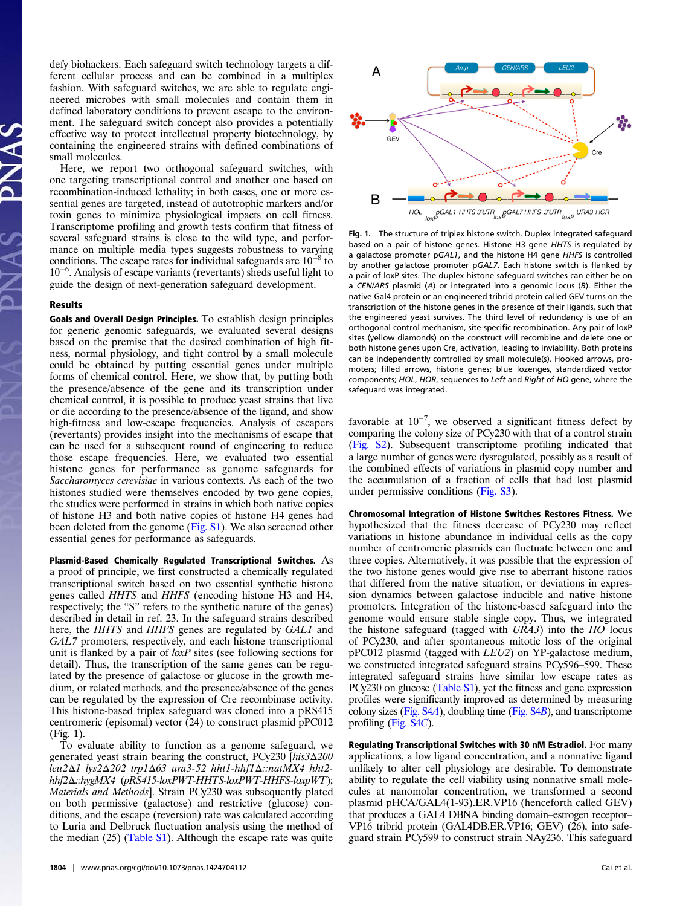defy biohackers. Each safeguard switch technology targets a different cellular process and can be combined in a multiplex fashion. With safeguard switches, we are able to regulate engineered microbes with small molecules and contain them in defined laboratory conditions to prevent escape to the environment. The safeguard switch concept also provides a potentially effective way to protect intellectual property biotechnology, by containing the engineered strains with defined combinations of small molecules.

Here, we report two orthogonal safeguard switches, with one targeting transcriptional control and another one based on recombination-induced lethality; in both cases, one or more essential genes are targeted, instead of autotrophic markers and/or toxin genes to minimize physiological impacts on cell fitness. Transcriptome profiling and growth tests confirm that fitness of several safeguard strains is close to the wild type, and performance on multiple media types suggests robustness to varying conditions. The escape rates for individual safeguards are $10^{-8}$ to $10^{-6}$. Analysis of escape variants (revertants) sheds useful light to guide the design of next-generation safeguard development.

## Results

**Goals and Overall Design Principles.** To establish design principles for generic genomic safeguards, we evaluated several designs based on the premise that the desired combination of high fitness, normal physiology, and tight control by a small molecule could be obtained by putting essential genes under multiple forms of chemical control. Here, we show that, by putting both the presence/absence of the gene and its transcription under chemical control, it is possible to produce yeast strains that live or die according to the presence/absence of the ligand, and show high-fitness and low-escape frequencies. Analysis of escapers (revertants) provides insight into the mechanisms of escape that can be used for a subsequent round of engineering to reduce those escape frequencies. Here, we evaluated two essential histone genes for performance as genome safeguards for *Saccharomyces cerevisiae* in various contexts. As each of the two histones studied were themselves encoded by two gene copies, the studies were performed in strains in which both native copies of histone H3 and both native copies of histone H4 genes had been deleted from the genome (Fig. S1). We also screened other essential genes for performance as safeguards.

**Plasmid-Based Chemically Regulated Transcriptional Switches.** As a proof of principle, we first constructed a chemically regulated transcriptional switch based on two essential synthetic histone genes called *HHTS* and *HHFS* (encoding histone H3 and H4, respectively; the "S" refers to the synthetic nature of the genes) described in detail in ref. 23. In the safeguard strains described here, the *HHTS* and *HHFS* genes are regulated by *GAL1* and *GAL7* promoters, respectively, and each histone transcriptional unit is flanked by a pair of *loxP* sites (see following sections for detail). Thus, the transcription of the same genes can be regulated by the presence of galactose or glucose in the growth medium, or related methods, and the presence/absence of the genes can be regulated by the expression of Cre recombinase activity. This histone-based triplex safeguard was cloned into a pRS415 centromeric (episomal) vector (24) to construct plasmid pPC012 (Fig. 1).

To evaluate ability to function as a genome safeguard, we generated yeast strain bearing the construct, PCy230 [*his3Δ200 leu2Δ1 lys2Δ202 trp1Δ63 ura3-52 hht1-hhf1Δ::natMX4 hht2-hhf2Δ::hygMX4* (*pRS415-loxPWT-HHTS-loxPWT-HHFS-loxpWT*); *Materials and Methods*]. Strain PCy230 was subsequently plated on both permissive (galactose) and restrictive (glucose) conditions, and the escape (reversion) rate was calculated according to Luria and Delbruck fluctuation analysis using the method of the median (25) (Table S1). Although the escape rate was quite favorable at $10^{-7}$, we observed a significant fitness defect by comparing the colony size of PCy230 with that of a control strain (Fig. S2). Subsequent transcriptome profiling indicated that a large number of genes were dysregulated, possibly as a result of the combined effects of variations in plasmid copy number and the accumulation of a fraction of cells that had lost plasmid under permissive conditions (Fig. S3).

Fig. 1. The structure of triplex histone switch. Duplex integrated safeguard based on a pair of histone genes. Histone H3 gene *HHTS* is regulated by a galactose promoter *pGAL1*, and the histone H4 gene *HHFS* is controlled by another galactose promoter *pGAL7*. Each histone switch is flanked by a pair of loxP sites. The duplex histone safeguard switches can either be on a *CEN/ARS* plasmid (*A*) or integrated into a genomic locus (*B*). Either the native Gal4 protein or an engineered tribrid protein called GEV turns on the transcription of the histone genes in the presence of their ligands, such that the engineered yeast survives. The third level of redundancy is use of an orthogonal control mechanism, site-specific recombination. Any pair of loxP sites (yellow diamonds) on the construct will recombine and delete one or both histone genes upon Cre, activation, leading to inviability. Both proteins can be independently controlled by small molecule(s). Hooked arrows, promoters; filled arrows, histone genes; blue lozenges, standardized vector components; *HOL*, *HOR*, sequences to *Left* and *Right* of *HO* gene, where the safeguard was integrated.

**Chromosomal Integration of Histone Switches Restores Fitness.** We hypothesized that the fitness decrease of PCy230 may reflect variations in histone abundance in individual cells as the copy number of centromeric plasmids can fluctuate between one and three copies. Alternatively, it was possible that the expression of the two histone genes would give rise to aberrant histone ratios that differed from the native situation, or deviations in expression dynamics between galactose inducible and native histone promoters. Integration of the histone-based safeguard into the genome would ensure stable single copy. Thus, we integrated the histone safeguard (tagged with *URA3*) into the *HO* locus of PCy230, and after spontaneous mitotic loss of the original pPC012 plasmid (tagged with *LEU2*) on YP-galactose medium, we constructed integrated safeguard strains PCy596–599. These integrated safeguard strains have similar low escape rates as PCy230 on glucose (Table S1), yet the fitness and gene expression profiles were significantly improved as determined by measuring colony sizes (Fig. S4*A*), doubling time (Fig. S4*B*), and transcriptome profiling (Fig. S4*C*).

**Regulating Transcriptional Switches with 30 nM Estradiol.** For many applications, a low ligand concentration, and a nonnative ligand unlikely to alter cell physiology are desirable. To demonstrate ability to regulate the cell viability using nonnative small molecules at nanomolar concentration, we transformed a second plasmid pHCA/GAL4(1-93).ER.VP16 (henceforth called GEV) that produces a GAL4 DBNA binding domain–estrogen receptor–VP16 tribrid protein (GAL4DB.ER.VP16; GEV) (26), into safeguard strain PCy599 to construct strain NAy236. This safeguard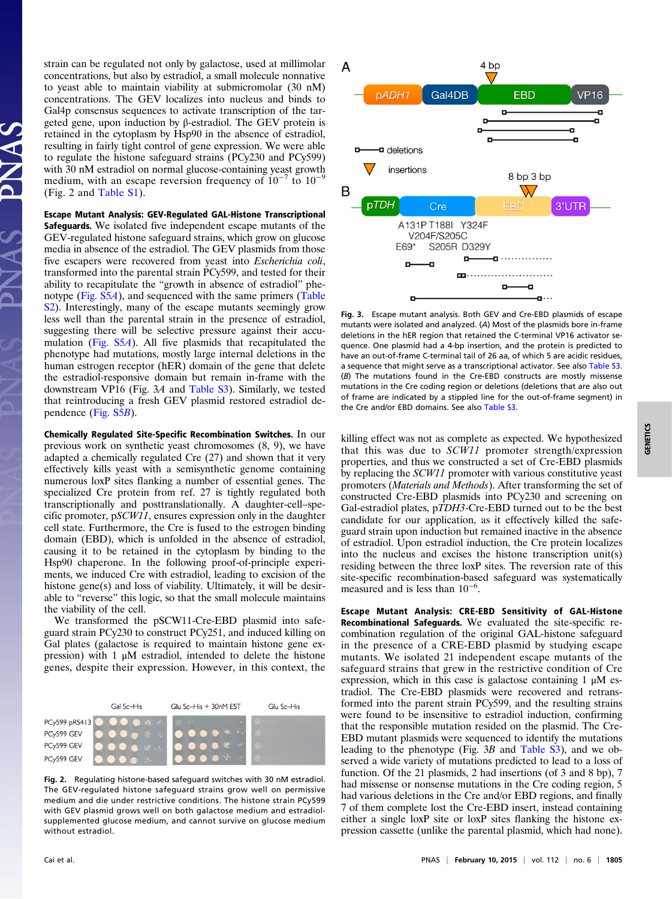strain can be regulated not only by galactose, used at millimolar concentrations, but also by estradiol, a small molecule nonnative to yeast able to maintain viability at submicromolar (30 nM) concentrations. The GEV localizes into nucleus and binds to Gal4p consensus sequences to activate transcription of the targeted gene, upon induction by β-estradiol. The GEV protein is retained in the cytoplasm by Hsp90 in the absence of estradiol, resulting in fairly tight control of gene expression. We were able to regulate the histone safeguard strains (PCy230 and PCy599) with 30 nM estradiol on normal glucose-containing yeast growth medium, with an escape reversion frequency of $10^{-7}$ to $10^{-9}$ (Fig. 2 and Table S1).

**Escape Mutant Analysis: GEV-Regulated GAL-Histone Transcriptional Safeguards.** We isolated five independent escape mutants of the GEV-regulated histone safeguard strains, which grow on glucose media in absence of the estradiol. The GEV plasmids from those five escapers were recovered from yeast into *Escherichia coli*, transformed into the parental strain PCy599, and tested for their ability to recapitulate the "growth in absence of estradiol" phenotype (Fig. S5A), and sequenced with the same primers (Table S2). Interestingly, many of the escape mutants seemingly grow less well than the parental strain in the presence of estradiol, suggesting there will be selective pressure against their accumulation (Fig. S5A). All five plasmids that recapitulated the phenotype had mutations, mostly large internal deletions in the human estrogen receptor (hER) domain of the gene that delete the estradiol-responsive domain but remain in-frame with the downstream VP16 (Fig. 3A and Table S3). Similarly, we tested that reintroducing a fresh GEV plasmid restored estradiol dependence (Fig. S5B).

**Chemically Regulated Site-Specific Recombination Switches.** In our previous work on synthetic yeast chromosomes (8, 9), we have adapted a chemically regulated Cre (27) and shown that it very effectively kills yeast with a semisynthetic genome containing numerous loxP sites flanking a number of essential genes. The specialized Cre protein from ref. 27 is tightly regulated both transcriptionally and posttranslationally. A daughter-cell–specific promoter, p*SCW11*, ensures expression only in the daughter cell state. Furthermore, the Cre is fused to the estrogen binding domain (EBD), which is unfolded in the absence of estradiol, causing it to be retained in the cytoplasm by binding to the Hsp90 chaperone. In the following proof-of-principle experiments, we induced Cre with estradiol, leading to excision of the histone gene(s) and loss of viability. Ultimately, it will be desirable to "reverse" this logic, so that the small molecule maintains the viability of the cell.

We transformed the pSCW11-Cre-EBD plasmid into safeguard strain PCy230 to construct PCy251, and induced killing on Gal plates (galactose is required to maintain histone gene expression) with 1 μM estradiol, intended to delete the histone genes, despite their expression. However, in this context, the killing effect was not as complete as expected. We hypothesized that this was due to *SCW11* promoter strength/expression properties, and thus we constructed a set of Cre-EBD plasmids by replacing the *SCW11* promoter with various constitutive yeast promoters (*Materials and Methods*). After transforming the set of constructed Cre-EBD plasmids into PCy230 and screening on Gal-estradiol plates, p*TDH3*-Cre-EBD turned out to be the best candidate for our application, as it effectively killed the safeguard strain upon induction but remained inactive in the absence of estradiol. Upon estradiol induction, the Cre protein localizes into the nucleus and excises the histone transcription unit(s) residing between the three loxP sites. The reversion rate of this site-specific recombination-based safeguard was systematically measured and is less than $10^{-6}$.

Fig. 2. Regulating histone-based safeguard switches with 30 nM estradiol. The GEV-regulated histone safeguard strains grow well on permissive medium and die under restrictive conditions. The histone strain PCy599 with GEV plasmid grows well on both galactose medium and estradiol-supplemented glucose medium, and cannot survive on glucose medium without estradiol.

Fig. 3. Escape mutant analysis. Both GEV and Cre-EBD plasmids of escape mutants were isolated and analyzed. (*A*) Most of the plasmids bore in-frame deletions in the hER region that retained the C-terminal VP16 activator sequence. One plasmid had a 4-bp insertion, and the protein is predicted to have an out-of-frame C-terminal tail of 26 aa, of which 5 are acidic residues, a sequence that might serve as a transcriptional activator. See also Table S3. (*B*) The mutations found in the Cre-EBD constructs are mostly missense mutations in the Cre coding region or deletions (deletions that are also out of frame are indicated by a stippled line for the out-of-frame segment) in the Cre and/or EBD domains. See also Table S3.

**Escape Mutant Analysis: CRE-EBD Sensitivity of GAL-Histone Recombinational Safeguards.** We evaluated the site-specific recombination regulation of the original GAL-histone safeguard in the presence of a CRE-EBD plasmid by studying escape mutants. We isolated 21 independent escape mutants of the safeguard strains that grew in the restrictive condition of Cre expression, which in this case is galactose containing 1 μM estradiol. The Cre-EBD plasmids were recovered and retransformed into the parent strain PCy599, and the resulting strains were found to be insensitive to estradiol induction, confirming that the responsible mutation resided on the plasmid. The Cre-EBD mutant plasmids were sequenced to identify the mutations leading to the phenotype (Fig. 3B and Table S3), and we observed a wide variety of mutations predicted to lead to a loss of function. Of the 21 plasmids, 2 had insertions (of 3 and 8 bp), 7 had missense or nonsense mutations in the Cre coding region, 5 had various deletions in the Cre and/or EBD regions, and finally 7 of them complete lost the Cre-EBD insert, instead containing either a single loxP site or loxP sites flanking the histone expression cassette (unlike the parental plasmid, which had none).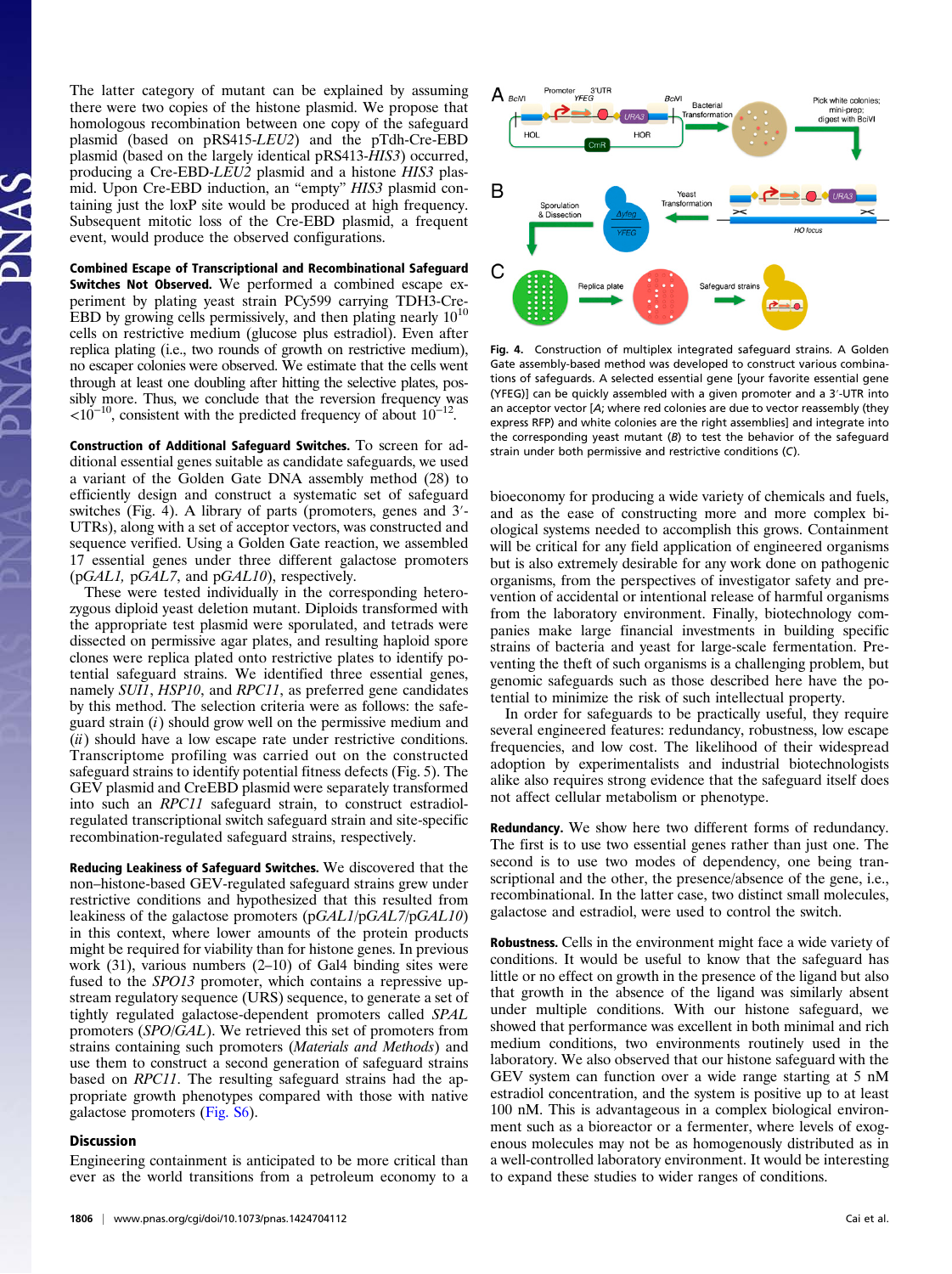The latter category of mutant can be explained by assuming there were two copies of the histone plasmid. We propose that homologous recombination between one copy of the safeguard plasmid (based on pRS415-*LEU2*) and the pTdh-Cre-EBD plasmid (based on the largely identical pRS413-*HIS3*) occurred, producing a Cre-EBD-*LEU2* plasmid and a histone *HIS3* plasmid. Upon Cre-EBD induction, an "empty" *HIS3* plasmid containing just the loxP site would be produced at high frequency. Subsequent mitotic loss of the Cre-EBD plasmid, a frequent event, would produce the observed configurations.

**Combined Escape of Transcriptional and Recombinational Safeguard Switches Not Observed.** We performed a combined escape experiment by plating yeast strain PCy599 carrying TDH3-Cre-EBD by growing cells permissively, and then plating nearly $10^{10}$ cells on restrictive medium (glucose plus estradiol). Even after replica plating (i.e., two rounds of growth on restrictive medium), no escaper colonies were observed. We estimate that the cells went through at least one doubling after hitting the selective plates, possibly more. Thus, we conclude that the reversion frequency was $<10^{-10}$, consistent with the predicted frequency of about $10^{-12}$.

**Construction of Additional Safeguard Switches.** To screen for additional essential genes suitable as candidate safeguards, we used a variant of the Golden Gate DNA assembly method (28) to efficiently design and construct a systematic set of safeguard switches (Fig. 4). A library of parts (promoters, genes and 3′-UTRs), along with a set of acceptor vectors, was constructed and sequence verified. Using a Golden Gate reaction, we assembled 17 essential genes under three different galactose promoters (p*GAL1,* p*GAL7*, and p*GAL10*), respectively.

These were tested individually in the corresponding heterozygous diploid yeast deletion mutant. Diploids transformed with the appropriate test plasmid were sporulated, and tetrads were dissected on permissive agar plates, and resulting haploid spore clones were replica plated onto restrictive plates to identify potential safeguard strains. We identified three essential genes, namely *SUI1*, *HSP10*, and *RPC11*, as preferred gene candidates by this method. The selection criteria were as follows: the safeguard strain (*i*) should grow well on the permissive medium and (*ii*) should have a low escape rate under restrictive conditions. Transcriptome profiling was carried out on the constructed safeguard strains to identify potential fitness defects (Fig. 5). The GEV plasmid and CreEBD plasmid were separately transformed into such an *RPC11* safeguard strain, to construct estradiol-regulated transcriptional switch safeguard strain and site-specific recombination-regulated safeguard strains, respectively.

**Reducing Leakiness of Safeguard Switches.** We discovered that the non–histone-based GEV-regulated safeguard strains grew under restrictive conditions and hypothesized that this resulted from leakiness of the galactose promoters (p*GAL1*/p*GAL7*/p*GAL10*) in this context, where lower amounts of the protein products might be required for viability than for histone genes. In previous work (31), various numbers (2–10) of Gal4 binding sites were fused to the *SPO13* promoter, which contains a repressive upstream regulatory sequence (URS) sequence, to generate a set of tightly regulated galactose-dependent promoters called *SPAL* promoters (*SPO*/*GAL*). We retrieved this set of promoters from strains containing such promoters (*Materials and Methods*) and use them to construct a second generation of safeguard strains based on *RPC11*. The resulting safeguard strains had the appropriate growth phenotypes compared with those with native galactose promoters (Fig. S6).

## Discussion

Engineering containment is anticipated to be more critical than ever as the world transitions from a petroleum economy to a bioeconomy for producing a wide variety of chemicals and fuels, and as the ease of constructing more and more complex biological systems needed to accomplish this grows. Containment will be critical for any field application of engineered organisms but is also extremely desirable for any work done on pathogenic organisms, from the perspectives of investigator safety and prevention of accidental or intentional release of harmful organisms from the laboratory environment. Finally, biotechnology companies make large financial investments in building specific strains of bacteria and yeast for large-scale fermentation. Preventing the theft of such organisms is a challenging problem, but genomic safeguards such as those described here have the potential to minimize the risk of such intellectual property.

In order for safeguards to be practically useful, they require several engineered features: redundancy, robustness, low escape frequencies, and low cost. The likelihood of their widespread adoption by experimentalists and industrial biotechnologists alike also requires strong evidence that the safeguard itself does not affect cellular metabolism or phenotype.

**Redundancy.** We show here two different forms of redundancy. The first is to use two essential genes rather than just one. The second is to use two modes of dependency, one being transcriptional and the other, the presence/absence of the gene, i.e., recombinational. In the latter case, two distinct small molecules, galactose and estradiol, were used to control the switch.

**Robustness.** Cells in the environment might face a wide variety of conditions. It would be useful to know that the safeguard has little or no effect on growth in the presence of the ligand but also that growth in the absence of the ligand was similarly absent under multiple conditions. With our histone safeguard, we showed that performance was excellent in both minimal and rich medium conditions, two environments routinely used in the laboratory. We also observed that our histone safeguard with the GEV system can function over a wide range starting at 5 nM estradiol concentration, and the system is positive up to at least 100 nM. This is advantageous in a complex biological environment such as a bioreactor or a fermenter, where levels of exogenous molecules may not be as homogenously distributed as in a well-controlled laboratory environment. It would be interesting to expand these studies to wider ranges of conditions.

A
BciVI
Promoter
YFEG
3′UTR
BciVI
URA3
HOL
HOR
CmR
Bacterial Transformation
Pick white colonies; mini-prep; digest with BciVI

B
Sporulation & Dissection
Δyfeg
YFEG
Yeast Transformation
URA3
HO locus

C
Replica plate
Safeguard strains

Fig. 4. Construction of multiplex integrated safeguard strains. A Golden Gate assembly-based method was developed to construct various combinations of safeguards. A selected essential gene [your favorite essential gene (YFEG)] can be quickly assembled with a given promoter and a 3′-UTR into an acceptor vector [A; where red colonies are due to vector reassembly (they express RFP) and white colonies are the right assemblies] and integrate into the corresponding yeast mutant (*B*) to test the behavior of the safeguard strain under both permissive and restrictive conditions (*C*).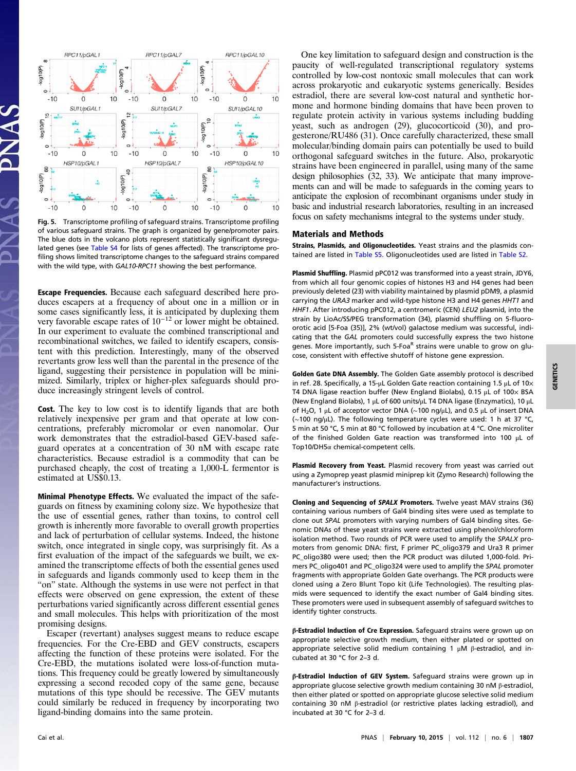Fig. 5. Transcriptome profiling of safeguard strains. Transcriptome profiling of various safeguard strains. The graph is organized by gene/promoter pairs. The blue dots in the volcano plots represent statistically significant dysregulated genes (see Table S4 for lists of genes affected). The transcriptome profiling shows limited transcriptome changes to the safeguard strains compared with the wild type, with *GAL10-RPC11* showing the best performance.

**Escape Frequencies.** Because each safeguard described here produces escapers at a frequency of about one in a million or in some cases significantly less, it is anticipated by duplexing them very favorable escape rates of $10^{-12}$ or lower might be obtained. In our experiment to evaluate the combined transcriptional and recombinational switches, we failed to identify escapers, consistent with this prediction. Interestingly, many of the observed revertants grow less well than the parental in the presence of the ligand, suggesting their persistence in population will be minimized. Similarly, triplex or higher-plex safeguards should produce increasingly stringent levels of control.

**Cost.** The key to low cost is to identify ligands that are both relatively inexpensive per gram and that operate at low concentrations, preferably micromolar or even nanomolar. Our work demonstrates that the estradiol-based GEV-based safeguard operates at a concentration of 30 nM with escape rate characteristics. Because estradiol is a commodity that can be purchased cheaply, the cost of treating a 1,000-L fermentor is estimated at US$0.13.

**Minimal Phenotype Effects.** We evaluated the impact of the safeguards on fitness by examining colony size. We hypothesize that the use of essential genes, rather than toxins, to control cell growth is inherently more favorable to overall growth properties and lack of perturbation of cellular systems. Indeed, the histone switch, once integrated in single copy, was surprisingly fit. As a first evaluation of the impact of the safeguards we built, we examined the transcriptome effects of both the essential genes used in safeguards and ligands commonly used to keep them in the "on" state. Although the systems in use were not perfect in that effects were observed on gene expression, the extent of these perturbations varied significantly across different essential genes and small molecules. This helps with prioritization of the most promising designs.

Escaper (revertant) analyses suggest means to reduce escape frequencies. For the Cre-EBD and GEV constructs, escapers affecting the function of these proteins were isolated. For the Cre-EBD, the mutations isolated were loss-of-function mutations. This frequency could be greatly lowered by simultaneously expressing a second recoded copy of the same gene, because mutations of this type should be recessive. The GEV mutants could similarly be reduced in frequency by incorporating two ligand-binding domains into the same protein.

One key limitation to safeguard design and construction is the paucity of well-regulated transcriptional regulatory systems controlled by low-cost nontoxic small molecules that can work across prokaryotic and eukaryotic systems generically. Besides estradiol, there are several low-cost natural and synthetic hormone and hormone binding domains that have been proven to regulate protein activity in various systems including budding yeast, such as androgen (29), glucocorticoid (30), and progesterone/RU486 (31). Once carefully characterized, these small molecular/binding domain pairs can potentially be used to build orthogonal safeguard switches in the future. Also, prokaryotic strains have been engineered in parallel, using many of the same design philosophies (32, 33). We anticipate that many improvements can and will be made to safeguards in the coming years to anticipate the explosion of recombinant organisms under study in basic and industrial research laboratories, resulting in an increased focus on safety mechanisms integral to the systems under study.

## Materials and Methods

**Strains, Plasmids, and Oligonucleotides.** Yeast strains and the plasmids contained are listed in Table S5. Oligonucleotides used are listed in Table S2.

**Plasmid Shuffling.** Plasmid pPC012 was transformed into a yeast strain, JDY6, from which all four genomic copies of histones H3 and H4 genes had been previously deleted (23) with viability maintained by plasmid pDM9, a plasmid carrying the *URA3* marker and wild-type histone H3 and H4 genes *HHT1* and *HHF1*. After introducing pPC012, a centromeric (CEN) *LEU2* plasmid, into the strain by LioAc/SS/PEG transformation (34), plasmid shuffling on 5-fluoroorotic acid [5-Foa (35)], 2% (wt/vol) galactose medium was successful, indicating that the *GAL* promoters could successfully express the two histone genes. More importantly, such 5-Foa$^{R}$ strains were unable to grow on glucose, consistent with effective shutoff of histone gene expression.

**Golden Gate DNA Assembly.** The Golden Gate assembly protocol is described in ref. 28. Specifically, a 15-µL Golden Gate reaction containing 1.5 µL of 10× T4 DNA ligase reaction buffer (New England Biolabs), 0.15 µL of 100× BSA (New England Biolabs), 1 µL of 600 units/µL T4 DNA ligase (Enzymatics), 10 µL of $H_2O$, 1 µL of acceptor vector DNA (~100 ng/µL), and 0.5 µL of insert DNA (~100 ng/µL). The following temperature cycles were used: 1 h at 37 °C, 5 min at 50 °C, 5 min at 80 °C followed by incubation at 4 °C. One microliter of the finished Golden Gate reaction was transformed into 100 µL of Top10/DH5α chemical-competent cells.

**Plasmid Recovery from Yeast.** Plasmid recovery from yeast was carried out using a Zymoprep yeast plasmid miniprep kit (Zymo Research) following the manufacturer's instructions.

**Cloning and Sequencing of *SPALX* Promoters.** Twelve yeast MAV strains (36) containing various numbers of Gal4 binding sites were used as template to clone out *SPAL* promoters with varying numbers of Gal4 binding sites. Genomic DNAs of these yeast strains were extracted using phenol/chloroform isolation method. Two rounds of PCR were used to amplify the *SPALX* promoters from genomic DNA: first, F primer PC_oligo379 and Ura3 R primer PC_oligo380 were used; then the PCR product was diluted 1,000-fold. Primers PC_oligo401 and PC_oligo324 were used to amplify the *SPAL* promoter fragments with appropriate Golden Gate overhangs. The PCR products were cloned using a Zero Blunt Topo kit (Life Technologies). The resulting plasmids were sequenced to identify the exact number of Gal4 binding sites. These promoters were used in subsequent assembly of safeguard switches to identify tighter constructs.

**β-Estradiol Induction of Cre Expression.** Safeguard strains were grown up on appropriate selective growth medium, then either plated or spotted on appropriate selective solid medium containing 1 µM β-estradiol, and incubated at 30 °C for 2–3 d.

**β-Estradiol Induction of GEV System.** Safeguard strains were grown up in appropriate glucose selective growth medium containing 30 nM β-estradiol, then either plated or spotted on appropriate glucose selective solid medium containing 30 nM β-estradiol (or restrictive plates lacking estradiol), and incubated at 30 °C for 2–3 d.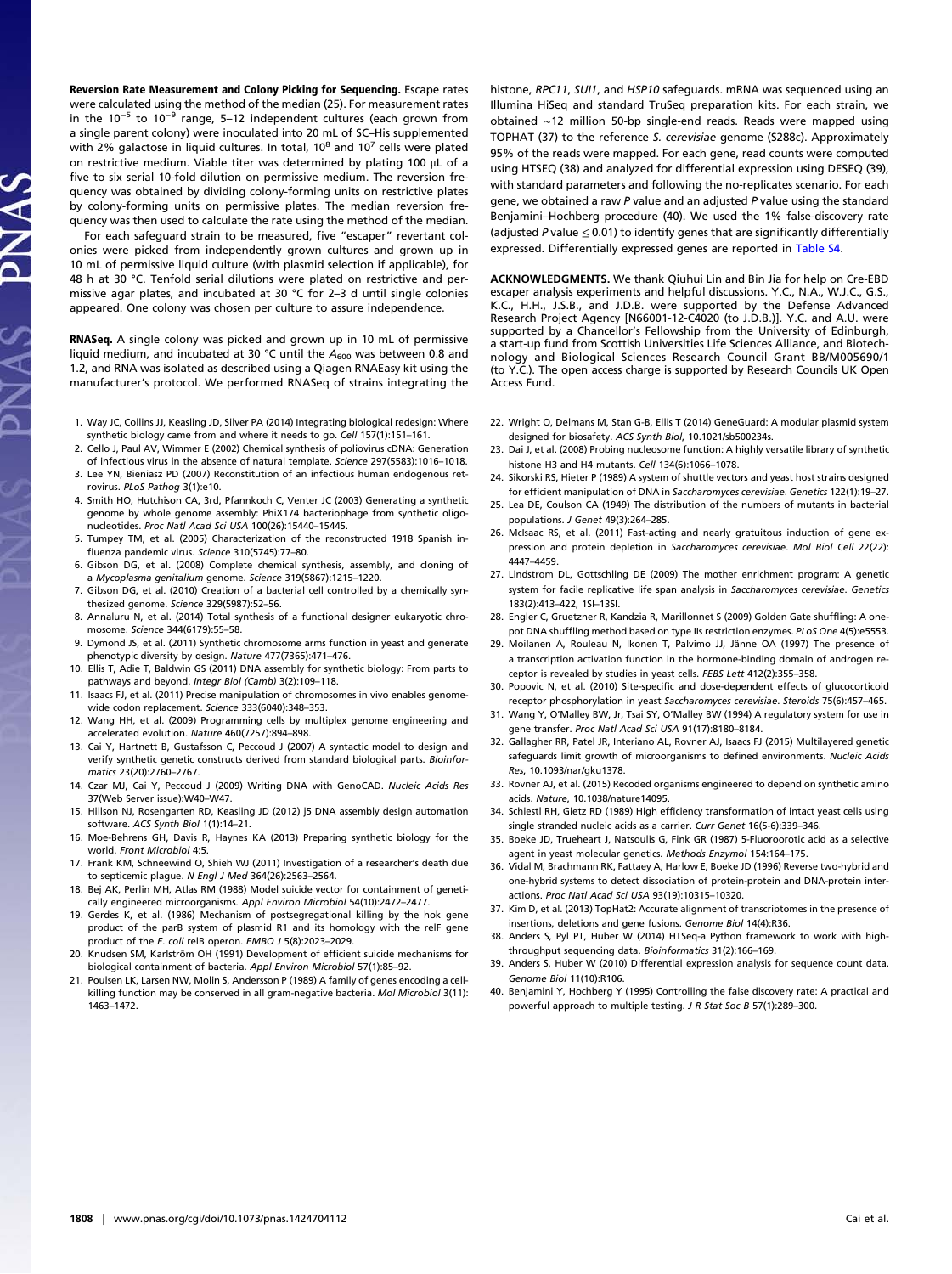**Reversion Rate Measurement and Colony Picking for Sequencing.** Escape rates were calculated using the method of the median (25). For measurement rates in the $10^{-5}$ to $10^{-9}$ range, 5–12 independent cultures (each grown from a single parent colony) were inoculated into 20 mL of SC–His supplemented with 2% galactose in liquid cultures. In total, $10^8$ and $10^7$ cells were plated on restrictive medium. Viable titer was determined by plating 100 μL of a five to six serial 10-fold dilution on permissive medium. The reversion frequency was obtained by dividing colony-forming units on restrictive plates by colony-forming units on permissive plates. The median reversion frequency was then used to calculate the rate using the method of the median.

For each safeguard strain to be measured, five "escaper" revertant colonies were picked from independently grown cultures and grown up in 10 mL of permissive liquid culture (with plasmid selection if applicable), for 48 h at 30 °C. Tenfold serial dilutions were plated on restrictive and permissive agar plates, and incubated at 30 °C for 2–3 d until single colonies appeared. One colony was chosen per culture to assure independence.

**RNASeq.** A single colony was picked and grown up in 10 mL of permissive liquid medium, and incubated at 30 °C until the $A_{600}$ was between 0.8 and 1.2, and RNA was isolated as described using a Qiagen RNAEasy kit using the manufacturer's protocol. We performed RNASeq of strains integrating the histone, *RPC11*, *SUI1*, and *HSP10* safeguards. mRNA was sequenced using an Illumina HiSeq and standard TruSeq preparation kits. For each strain, we obtained ∼12 million 50-bp single-end reads. Reads were mapped using TOPHAT (37) to the reference *S. cerevisiae* genome (S288c). Approximately 95% of the reads were mapped. For each gene, read counts were computed using HTSEQ (38) and analyzed for differential expression using DESEQ (39), with standard parameters and following the no-replicates scenario. For each gene, we obtained a raw *P* value and an adjusted *P* value using the standard Benjamini–Hochberg procedure (40). We used the 1% false-discovery rate (adjusted *P* value ≤ 0.01) to identify genes that are significantly differentially expressed. Differentially expressed genes are reported in Table S4.

**ACKNOWLEDGMENTS.** We thank Qiuhui Lin and Bin Jia for help on Cre-EBD escaper analysis experiments and helpful discussions. Y.C., N.A., W.J.C., G.S., K.C., H.H., J.S.B., and J.D.B. were supported by the Defense Advanced Research Project Agency [N66001-12-C4020 (to J.D.B.)]. Y.C. and A.U. were supported by a Chancellor's Fellowship from the University of Edinburgh, a start-up fund from Scottish Universities Life Sciences Alliance, and Biotechnology and Biological Sciences Research Council Grant BB/M005690/1 (to Y.C.). The open access charge is supported by Research Councils UK Open Access Fund.

1. Way JC, Collins JJ, Keasling JD, Silver PA (2014) Integrating biological redesign: Where synthetic biology came from and where it needs to go. *Cell* 157(1):151–161.
2. Cello J, Paul AV, Wimmer E (2002) Chemical synthesis of poliovirus cDNA: Generation of infectious virus in the absence of natural template. *Science* 297(5583):1016–1018.
3. Lee YN, Bieniasz PD (2007) Reconstitution of an infectious human endogenous retrovirus. *PLoS Pathog* 3(1):e10.
4. Smith HO, Hutchison CA, 3rd, Pfannkoch C, Venter JC (2003) Generating a synthetic genome by whole genome assembly: PhiX174 bacteriophage from synthetic oligonucleotides. *Proc Natl Acad Sci USA* 100(26):15440–15445.
5. Tumpey TM, et al. (2005) Characterization of the reconstructed 1918 Spanish influenza pandemic virus. *Science* 310(5745):77–80.
6. Gibson DG, et al. (2008) Complete chemical synthesis, assembly, and cloning of a *Mycoplasma genitalium* genome. *Science* 319(5867):1215–1220.
7. Gibson DG, et al. (2010) Creation of a bacterial cell controlled by a chemically synthesized genome. *Science* 329(5987):52–56.
8. Annaluru N, et al. (2014) Total synthesis of a functional designer eukaryotic chromosome. *Science* 344(6179):55–58.
9. Dymond JS, et al. (2011) Synthetic chromosome arms function in yeast and generate phenotypic diversity by design. *Nature* 477(7365):471–476.
10. Ellis T, Adie T, Baldwin GS (2011) DNA assembly for synthetic biology: From parts to pathways and beyond. *Integr Biol (Camb)* 3(2):109–118.
11. Isaacs FJ, et al. (2011) Precise manipulation of chromosomes in vivo enables genome-wide codon replacement. *Science* 333(6040):348–353.
12. Wang HH, et al. (2009) Programming cells by multiplex genome engineering and accelerated evolution. *Nature* 460(7257):894–898.
13. Cai Y, Hartnett B, Gustafsson C, Peccoud J (2007) A syntactic model to design and verify synthetic genetic constructs derived from standard biological parts. *Bioinformatics* 23(20):2760–2767.
14. Czar MJ, Cai Y, Peccoud J (2009) Writing DNA with GenoCAD. *Nucleic Acids Res* 37(Web Server issue):W40–W47.
15. Hillson NJ, Rosengarten RD, Keasling JD (2012) j5 DNA assembly design automation software. *ACS Synth Biol* 1(1):14–21.
16. Moe-Behrens GH, Davis R, Haynes KA (2013) Preparing synthetic biology for the world. *Front Microbiol* 4:5.
17. Frank KM, Schneewind O, Shieh WJ (2011) Investigation of a researcher's death due to septicemic plague. *N Engl J Med* 364(26):2563–2564.
18. Bej AK, Perlin MH, Atlas RM (1988) Model suicide vector for containment of genetically engineered microorganisms. *Appl Environ Microbiol* 54(10):2472–2477.
19. Gerdes K, et al. (1986) Mechanism of postsegregational killing by the hok gene product of the parB system of plasmid R1 and its homology with the relF gene product of the *E. coli* relB operon. *EMBO J* 5(8):2023–2029.
20. Knudsen SM, Karlström OH (1991) Development of efficient suicide mechanisms for biological containment of bacteria. *Appl Environ Microbiol* 57(1):85–92.
21. Poulsen LK, Larsen NW, Molin S, Andersson P (1989) A family of genes encoding a cell-killing function may be conserved in all gram-negative bacteria. *Mol Microbiol* 3(11):1463–1472.
22. Wright O, Delmans M, Stan G-B, Ellis T (2014) GeneGuard: A modular plasmid system designed for biosafety. *ACS Synth Biol*, 10.1021/sb500234s.
23. Dai J, et al. (2008) Probing nucleosome function: A highly versatile library of synthetic histone H3 and H4 mutants. *Cell* 134(6):1066–1078.
24. Sikorski RS, Hieter P (1989) A system of shuttle vectors and yeast host strains designed for efficient manipulation of DNA in *Saccharomyces cerevisiae*. *Genetics* 122(1):19–27.
25. Lea DE, Coulson CA (1949) The distribution of the numbers of mutants in bacterial populations. *J Genet* 49(3):264–285.
26. McIsaac RS, et al. (2011) Fast-acting and nearly gratuitous induction of gene expression and protein depletion in *Saccharomyces cerevisiae*. *Mol Biol Cell* 22(22):4447–4459.
27. Lindstrom DL, Gottschling DE (2009) The mother enrichment program: A genetic system for facile replicative life span analysis in *Saccharomyces cerevisiae*. *Genetics* 183(2):413–422, 1SI–13SI.
28. Engler C, Gruetzner R, Kandzia R, Marillonnet S (2009) Golden Gate shuffling: A one-pot DNA shuffling method based on type IIs restriction enzymes. *PLoS One* 4(5):e5553.
29. Moilanen A, Rouleau N, Ikonen T, Palvimo JJ, Jänne OA (1997) The presence of a transcription activation function in the hormone-binding domain of androgen receptor is revealed by studies in yeast cells. *FEBS Lett* 412(2):355–358.
30. Popovic N, et al. (2010) Site-specific and dose-dependent effects of glucocorticoid receptor phosphorylation in yeast *Saccharomyces cerevisiae*. *Steroids* 75(6):457–465.
31. Wang Y, O'Malley BW, Jr, Tsai SY, O'Malley BW (1994) A regulatory system for use in gene transfer. *Proc Natl Acad Sci USA* 91(17):8180–8184.
32. Gallagher RR, Patel JR, Interiano AL, Rovner AJ, Isaacs FJ (2015) Multilayered genetic safeguards limit growth of microorganisms to defined environments. *Nucleic Acids Res*, 10.1093/nar/gku1378.
33. Rovner AJ, et al. (2015) Recoded organisms engineered to depend on synthetic amino acids. *Nature*, 10.1038/nature14095.
34. Schiestl RH, Gietz RD (1989) High efficiency transformation of intact yeast cells using single stranded nucleic acids as a carrier. *Curr Genet* 16(5-6):339–346.
35. Boeke JD, Trueheart J, Natsoulis G, Fink GR (1987) 5-Fluoroorotic acid as a selective agent in yeast molecular genetics. *Methods Enzymol* 154:164–175.
36. Vidal M, Brachmann RK, Fattaey A, Harlow E, Boeke JD (1996) Reverse two-hybrid and one-hybrid systems to detect dissociation of protein-protein and DNA-protein interactions. *Proc Natl Acad Sci USA* 93(19):10315–10320.
37. Kim D, et al. (2013) TopHat2: Accurate alignment of transcriptomes in the presence of insertions, deletions and gene fusions. *Genome Biol* 14(4):R36.
38. Anders S, Pyl PT, Huber W (2014) HTSeq-a Python framework to work with high-throughput sequencing data. *Bioinformatics* 31(2):166–169.
39. Anders S, Huber W (2010) Differential expression analysis for sequence count data. *Genome Biol* 11(10):R106.
40. Benjamini Y, Hochberg Y (1995) Controlling the false discovery rate: A practical and powerful approach to multiple testing. *J R Stat Soc B* 57(1):289–300.